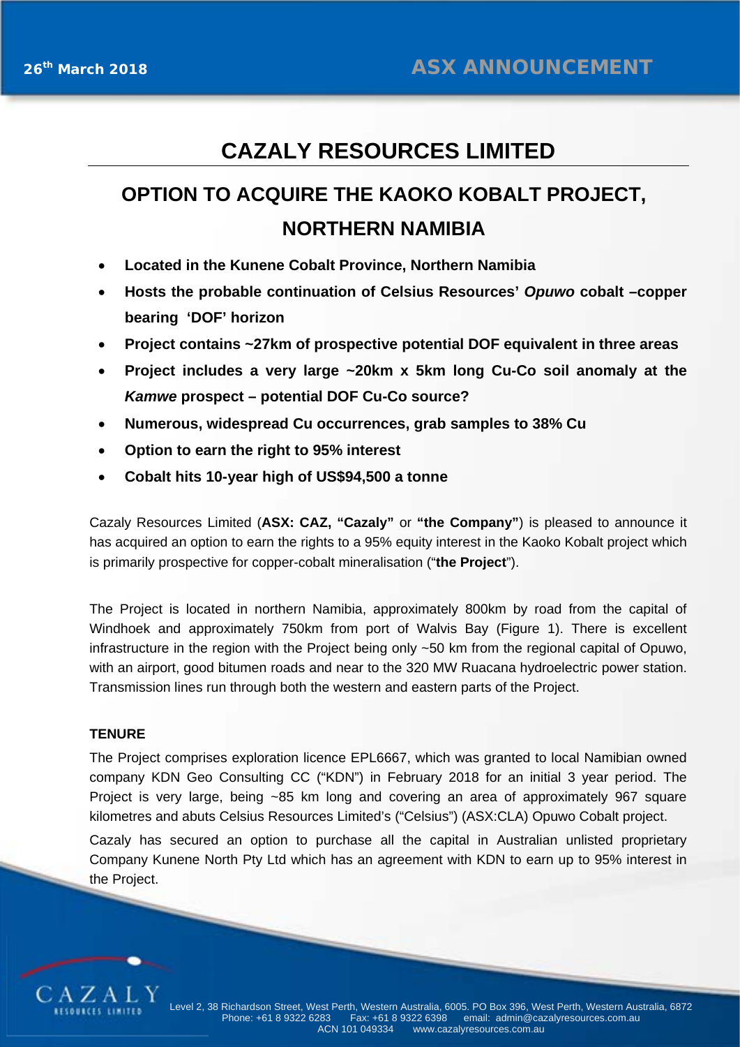26th March 2018

ASX ANNOUNCEMENT

# CAZALY RESOURCES LIMITED

## OPTION TO ACQUIRE THE KAOKO KOBALT PROJECT, NORTHERN NAMIBIA

- **Located in the Kunene Cobalt Province, Northern Namibia**
- **Hosts the probable continuation of Celsius Resources' *Opuwo* cobalt –copper bearing 'DOF' horizon**
- **Project contains ~27km of prospective potential DOF equivalent in three areas**
- **Project includes a very large ~20km x 5km long Cu-Co soil anomaly at the *Kamwe* prospect – potential DOF Cu-Co source?**
- **Numerous, widespread Cu occurrences, grab samples to 38% Cu**
- **Option to earn the right to 95% interest**
- **Cobalt hits 10-year high of US$94,500 a tonne**

Cazaly Resources Limited (**ASX: CAZ, "Cazaly"** or **"the Company"**) is pleased to announce it has acquired an option to earn the rights to a 95% equity interest in the Kaoko Kobalt project which is primarily prospective for copper-cobalt mineralisation ("**the Project**").

The Project is located in northern Namibia, approximately 800km by road from the capital of Windhoek and approximately 750km from port of Walvis Bay (Figure 1). There is excellent infrastructure in the region with the Project being only ~50 km from the regional capital of Opuwo, with an airport, good bitumen roads and near to the 320 MW Ruacana hydroelectric power station. Transmission lines run through both the western and eastern parts of the Project.

### TENURE

The Project comprises exploration licence EPL6667, which was granted to local Namibian owned company KDN Geo Consulting CC ("KDN") in February 2018 for an initial 3 year period. The Project is very large, being ~85 km long and covering an area of approximately 967 square kilometres and abuts Celsius Resources Limited's ("Celsius") (ASX:CLA) Opuwo Cobalt project.

Cazaly has secured an option to purchase all the capital in Australian unlisted proprietary Company Kunene North Pty Ltd which has an agreement with KDN to earn up to 95% interest in the Project.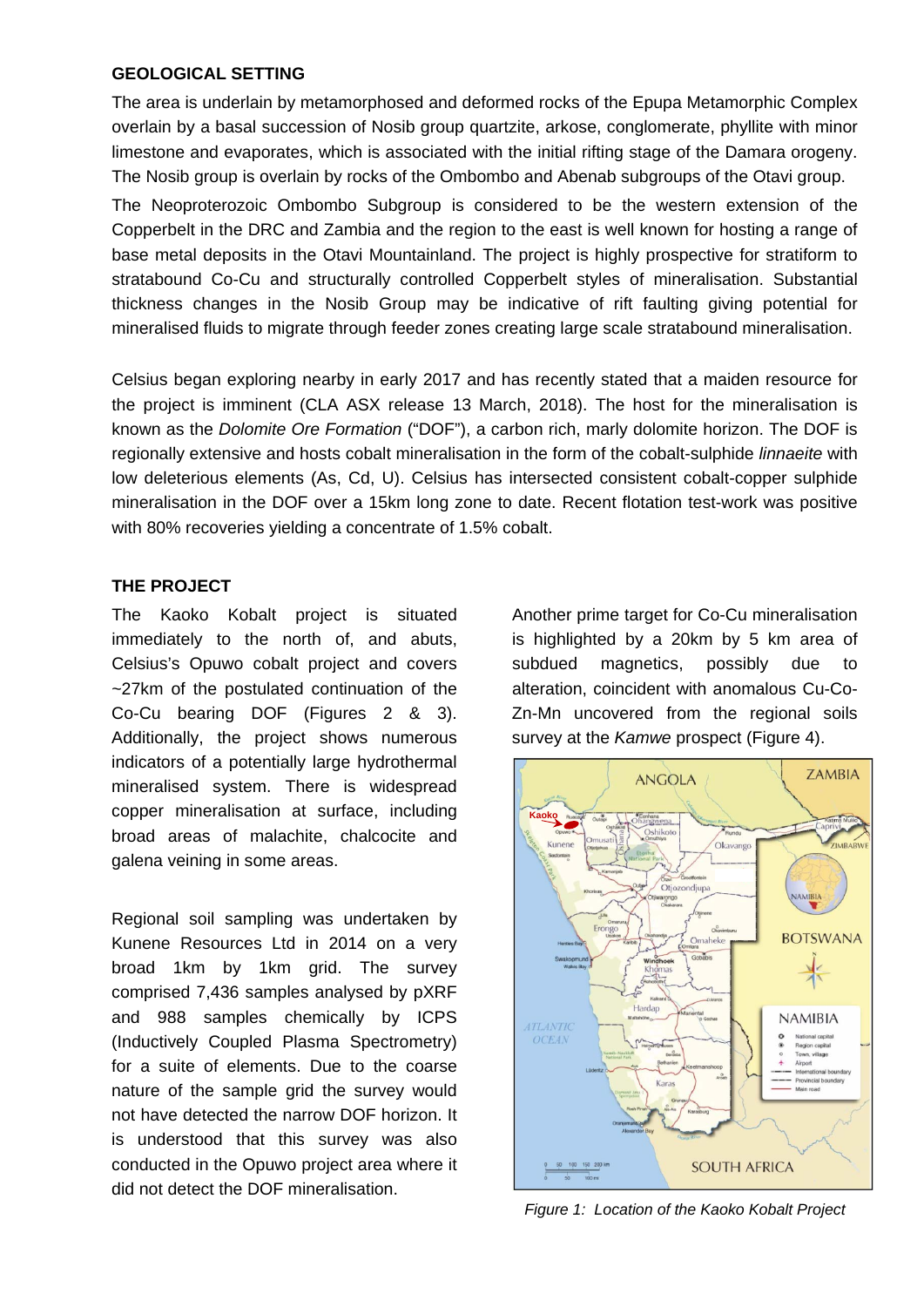## GEOLOGICAL SETTING

The area is underlain by metamorphosed and deformed rocks of the Epupa Metamorphic Complex overlain by a basal succession of Nosib group quartzite, arkose, conglomerate, phyllite with minor limestone and evaporates, which is associated with the initial rifting stage of the Damara orogeny. The Nosib group is overlain by rocks of the Ombombo and Abenab subgroups of the Otavi group.

The Neoproterozoic Ombombo Subgroup is considered to be the western extension of the Copperbelt in the DRC and Zambia and the region to the east is well known for hosting a range of base metal deposits in the Otavi Mountainland. The project is highly prospective for stratiform to stratabound Co-Cu and structurally controlled Copperbelt styles of mineralisation. Substantial thickness changes in the Nosib Group may be indicative of rift faulting giving potential for mineralised fluids to migrate through feeder zones creating large scale stratabound mineralisation.

Celsius began exploring nearby in early 2017 and has recently stated that a maiden resource for the project is imminent (CLA ASX release 13 March, 2018). The host for the mineralisation is known as the *Dolomite Ore Formation* ("DOF"), a carbon rich, marly dolomite horizon. The DOF is regionally extensive and hosts cobalt mineralisation in the form of the cobalt-sulphide *linnaeite* with low deleterious elements (As, Cd, U). Celsius has intersected consistent cobalt-copper sulphide mineralisation in the DOF over a 15km long zone to date. Recent flotation test-work was positive with 80% recoveries yielding a concentrate of 1.5% cobalt.

## THE PROJECT

The Kaoko Kobalt project is situated immediately to the north of, and abuts, Celsius's Opuwo cobalt project and covers ~27km of the postulated continuation of the Co-Cu bearing DOF (Figures 2 & 3). Additionally, the project shows numerous indicators of a potentially large hydrothermal mineralised system. There is widespread copper mineralisation at surface, including broad areas of malachite, chalcocite and galena veining in some areas.

Regional soil sampling was undertaken by Kunene Resources Ltd in 2014 on a very broad 1km by 1km grid. The survey comprised 7,436 samples analysed by pXRF and 988 samples chemically by ICPS (Inductively Coupled Plasma Spectrometry) for a suite of elements. Due to the coarse nature of the sample grid the survey would not have detected the narrow DOF horizon. It is understood that this survey was also conducted in the Opuwo project area where it did not detect the DOF mineralisation.

Another prime target for Co-Cu mineralisation is highlighted by a 20km by 5 km area of subdued magnetics, possibly due to alteration, coincident with anomalous Cu-Co-Zn-Mn uncovered from the regional soils survey at the *Kamwe* prospect (Figure 4).

*Figure 1: Location of the Kaoko Kobalt Project*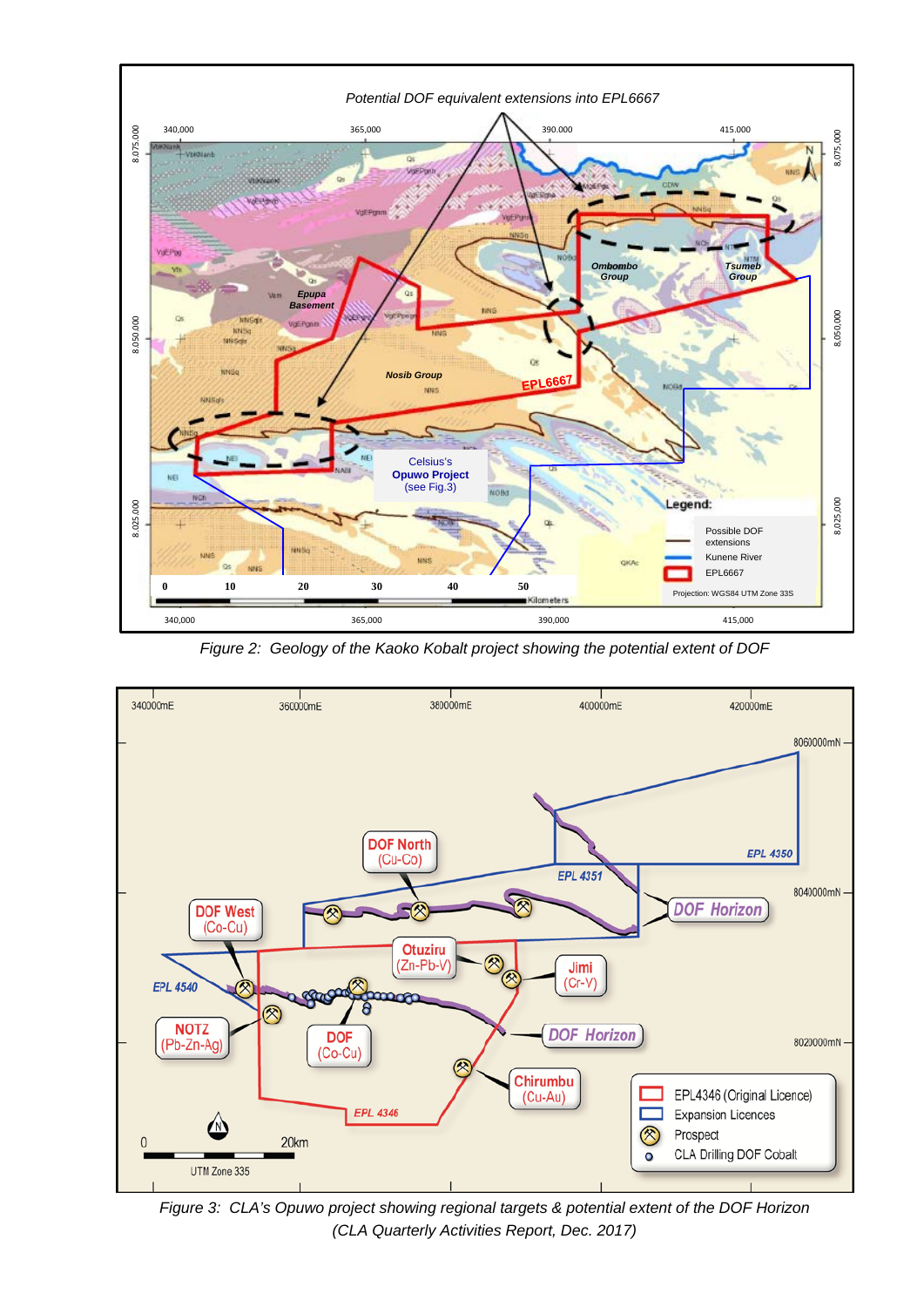Figure 2: Geology of the Kaoko Kobalt project showing the potential extent of DOF

Figure 3: CLA's Opuwo project showing regional targets & potential extent of the DOF Horizon (CLA Quarterly Activities Report, Dec. 2017)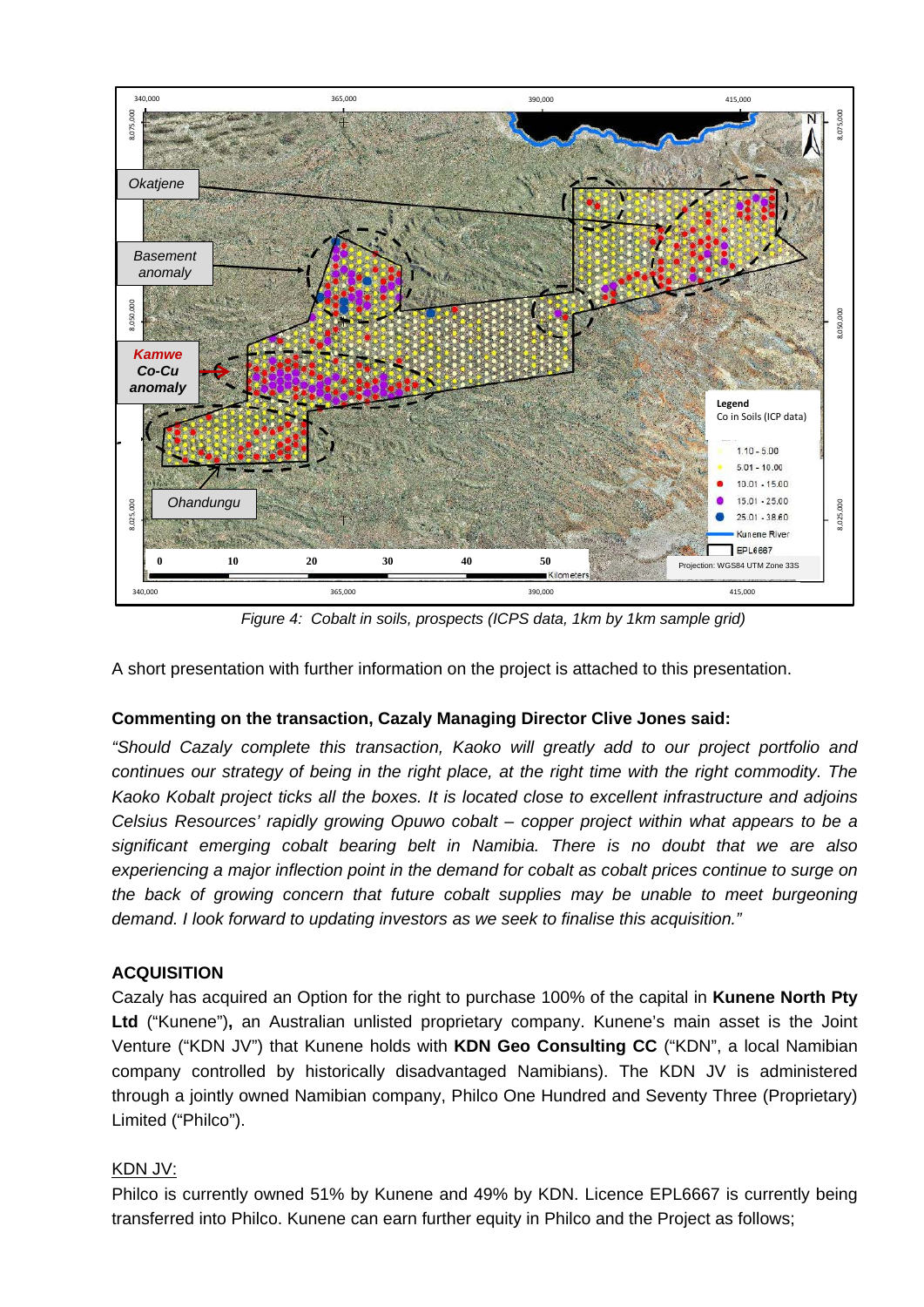*Figure 4: Cobalt in soils, prospects (ICPS data, 1km by 1km sample grid)*

A short presentation with further information on the project is attached to this presentation.

**Commenting on the transaction, Cazaly Managing Director Clive Jones said:**

*"Should Cazaly complete this transaction, Kaoko will greatly add to our project portfolio and continues our strategy of being in the right place, at the right time with the right commodity. The Kaoko Kobalt project ticks all the boxes. It is located close to excellent infrastructure and adjoins Celsius Resources' rapidly growing Opuwo cobalt – copper project within what appears to be a significant emerging cobalt bearing belt in Namibia. There is no doubt that we are also experiencing a major inflection point in the demand for cobalt as cobalt prices continue to surge on the back of growing concern that future cobalt supplies may be unable to meet burgeoning demand. I look forward to updating investors as we seek to finalise this acquisition."*

**ACQUISITION**

Cazaly has acquired an Option for the right to purchase 100% of the capital in **Kunene North Pty Ltd** ("Kunene")**,** an Australian unlisted proprietary company. Kunene's main asset is the Joint Venture ("KDN JV") that Kunene holds with **KDN Geo Consulting CC** ("KDN", a local Namibian company controlled by historically disadvantaged Namibians). The KDN JV is administered through a jointly owned Namibian company, Philco One Hundred and Seventy Three (Proprietary) Limited ("Philco").

KDN JV:

Philco is currently owned 51% by Kunene and 49% by KDN. Licence EPL6667 is currently being transferred into Philco. Kunene can earn further equity in Philco and the Project as follows;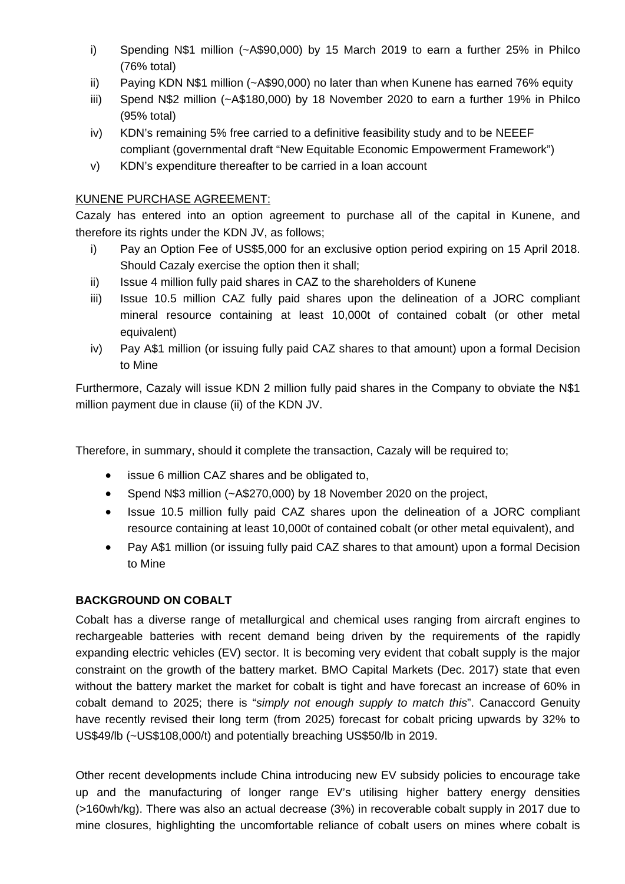i) Spending N$1 million (~A$90,000) by 15 March 2019 to earn a further 25% in Philco (76% total)
ii) Paying KDN N$1 million (~A$90,000) no later than when Kunene has earned 76% equity
iii) Spend N$2 million (~A$180,000) by 18 November 2020 to earn a further 19% in Philco (95% total)
iv) KDN's remaining 5% free carried to a definitive feasibility study and to be NEEEF compliant (governmental draft "New Equitable Economic Empowerment Framework")
v) KDN's expenditure thereafter to be carried in a loan account

KUNENE PURCHASE AGREEMENT:

Cazaly has entered into an option agreement to purchase all of the capital in Kunene, and therefore its rights under the KDN JV, as follows;

i) Pay an Option Fee of US$5,000 for an exclusive option period expiring on 15 April 2018. Should Cazaly exercise the option then it shall;
ii) Issue 4 million fully paid shares in CAZ to the shareholders of Kunene
iii) Issue 10.5 million CAZ fully paid shares upon the delineation of a JORC compliant mineral resource containing at least 10,000t of contained cobalt (or other metal equivalent)
iv) Pay A$1 million (or issuing fully paid CAZ shares to that amount) upon a formal Decision to Mine

Furthermore, Cazaly will issue KDN 2 million fully paid shares in the Company to obviate the N$1 million payment due in clause (ii) of the KDN JV.

Therefore, in summary, should it complete the transaction, Cazaly will be required to;

- issue 6 million CAZ shares and be obligated to,
- Spend N$3 million (~A$270,000) by 18 November 2020 on the project,
- Issue 10.5 million fully paid CAZ shares upon the delineation of a JORC compliant resource containing at least 10,000t of contained cobalt (or other metal equivalent), and
- Pay A$1 million (or issuing fully paid CAZ shares to that amount) upon a formal Decision to Mine

**BACKGROUND ON COBALT**

Cobalt has a diverse range of metallurgical and chemical uses ranging from aircraft engines to rechargeable batteries with recent demand being driven by the requirements of the rapidly expanding electric vehicles (EV) sector. It is becoming very evident that cobalt supply is the major constraint on the growth of the battery market. BMO Capital Markets (Dec. 2017) state that even without the battery market the market for cobalt is tight and have forecast an increase of 60% in cobalt demand to 2025; there is "*simply not enough supply to match this*". Canaccord Genuity have recently revised their long term (from 2025) forecast for cobalt pricing upwards by 32% to US$49/lb (~US$108,000/t) and potentially breaching US$50/lb in 2019.

Other recent developments include China introducing new EV subsidy policies to encourage take up and the manufacturing of longer range EV's utilising higher battery energy densities (>160wh/kg). There was also an actual decrease (3%) in recoverable cobalt supply in 2017 due to mine closures, highlighting the uncomfortable reliance of cobalt users on mines where cobalt is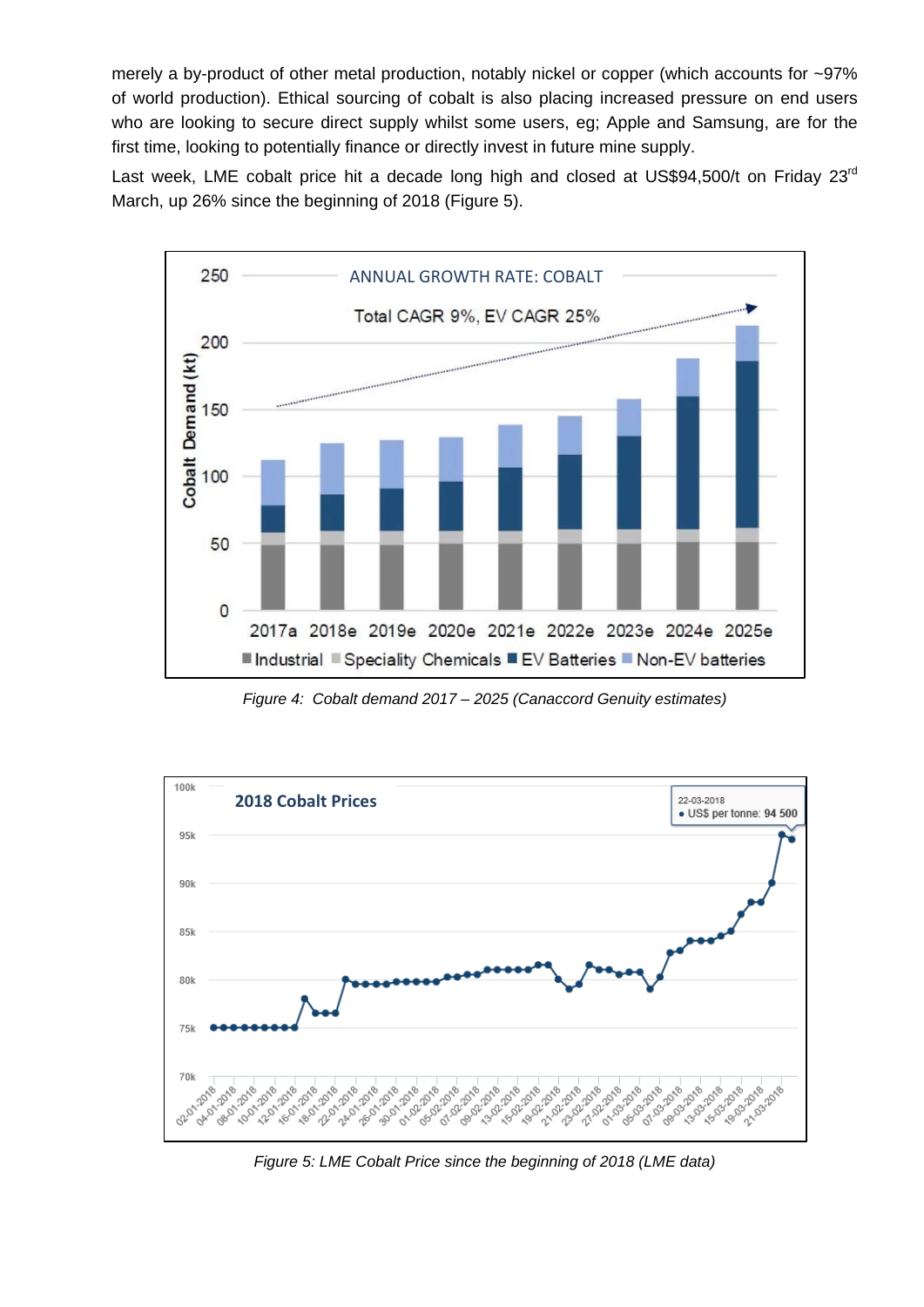merely a by-product of other metal production, notably nickel or copper (which accounts for ~97% of world production). Ethical sourcing of cobalt is also placing increased pressure on end users who are looking to secure direct supply whilst some users, eg; Apple and Samsung, are for the first time, looking to potentially finance or directly invest in future mine supply.

Last week, LME cobalt price hit a decade long high and closed at US$94,500/t on Friday 23[rd] March, up 26% since the beginning of 2018 (Figure 5).

*Figure 4: Cobalt demand 2017 – 2025 (Canaccord Genuity estimates)*

*Figure 5: LME Cobalt Price since the beginning of 2018 (LME data)*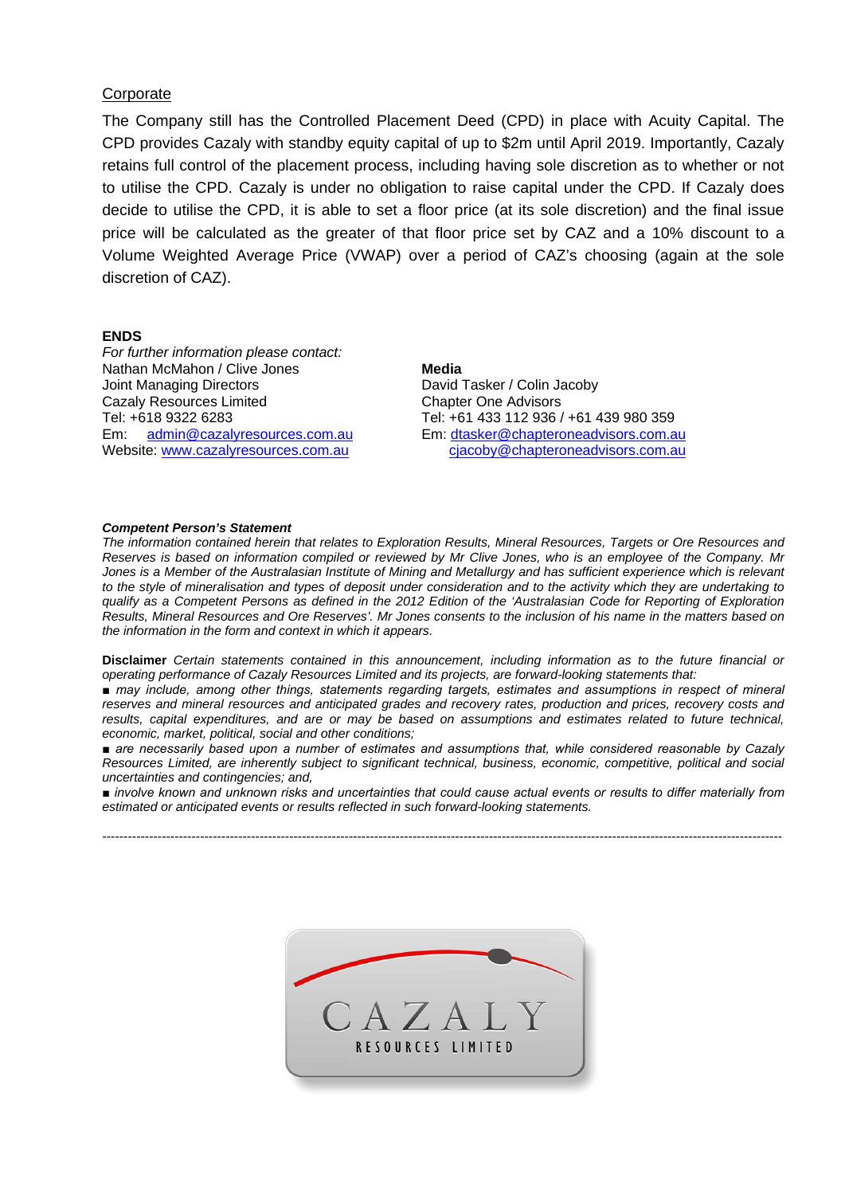Corporate

The Company still has the Controlled Placement Deed (CPD) in place with Acuity Capital. The CPD provides Cazaly with standby equity capital of up to $2m until April 2019. Importantly, Cazaly retains full control of the placement process, including having sole discretion as to whether or not to utilise the CPD. Cazaly is under no obligation to raise capital under the CPD. If Cazaly does decide to utilise the CPD, it is able to set a floor price (at its sole discretion) and the final issue price will be calculated as the greater of that floor price set by CAZ and a 10% discount to a Volume Weighted Average Price (VWAP) over a period of CAZ's choosing (again at the sole discretion of CAZ).

**ENDS**

*For further information please contact:*

Nathan McMahon / Clive Jones
Joint Managing Directors
Cazaly Resources Limited
Tel: +618 9322 6283
Em: admin@cazalyresources.com.au
Website: www.cazalyresources.com.au

**Media**
David Tasker / Colin Jacoby
Chapter One Advisors
Tel: +61 433 112 936 / +61 439 980 359
Em: dtasker@chapteroneadvisors.com.au
cjacoby@chapteroneadvisors.com.au

***Competent Person's Statement***

*The information contained herein that relates to Exploration Results, Mineral Resources, Targets or Ore Resources and Reserves is based on information compiled or reviewed by Mr Clive Jones, who is an employee of the Company. Mr Jones is a Member of the Australasian Institute of Mining and Metallurgy and has sufficient experience which is relevant to the style of mineralisation and types of deposit under consideration and to the activity which they are undertaking to qualify as a Competent Persons as defined in the 2012 Edition of the 'Australasian Code for Reporting of Exploration Results, Mineral Resources and Ore Reserves'. Mr Jones consents to the inclusion of his name in the matters based on the information in the form and context in which it appears.*

**Disclaimer** *Certain statements contained in this announcement, including information as to the future financial or operating performance of Cazaly Resources Limited and its projects, are forward-looking statements that:*

- *may include, among other things, statements regarding targets, estimates and assumptions in respect of mineral reserves and mineral resources and anticipated grades and recovery rates, production and prices, recovery costs and results, capital expenditures, and are or may be based on assumptions and estimates related to future technical, economic, market, political, social and other conditions;*
- *are necessarily based upon a number of estimates and assumptions that, while considered reasonable by Cazaly Resources Limited, are inherently subject to significant technical, business, economic, competitive, political and social uncertainties and contingencies; and,*
- *involve known and unknown risks and uncertainties that could cause actual events or results to differ materially from estimated or anticipated events or results reflected in such forward-looking statements.*

---

CAZALY
RESOURCES LIMITED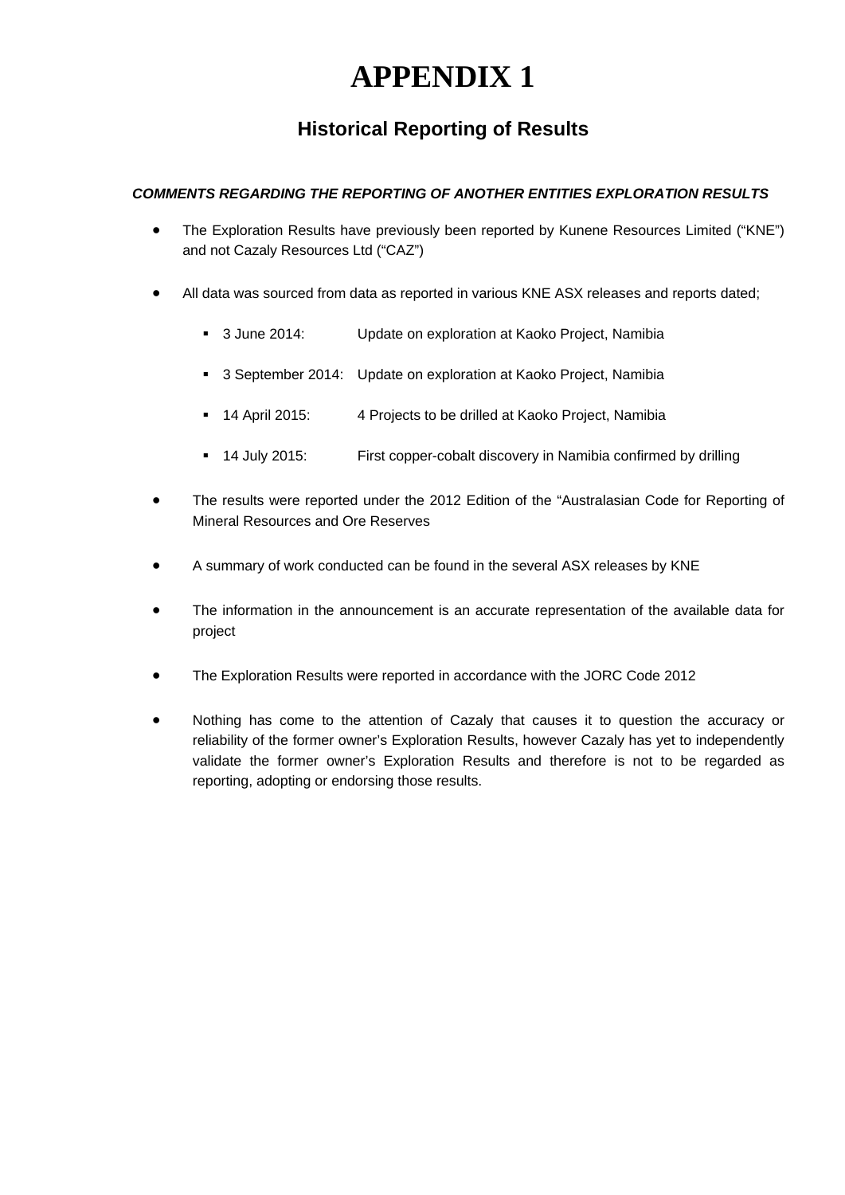# APPENDIX 1

## Historical Reporting of Results

***COMMENTS REGARDING THE REPORTING OF ANOTHER ENTITIES EXPLORATION RESULTS***

- The Exploration Results have previously been reported by Kunene Resources Limited ("KNE") and not Cazaly Resources Ltd ("CAZ")

- All data was sourced from data as reported in various KNE ASX releases and reports dated;

    - 3 June 2014: Update on exploration at Kaoko Project, Namibia

    - 3 September 2014: Update on exploration at Kaoko Project, Namibia

    - 14 April 2015: 4 Projects to be drilled at Kaoko Project, Namibia

    - 14 July 2015: First copper-cobalt discovery in Namibia confirmed by drilling

- The results were reported under the 2012 Edition of the "Australasian Code for Reporting of Mineral Resources and Ore Reserves

- A summary of work conducted can be found in the several ASX releases by KNE

- The information in the announcement is an accurate representation of the available data for project

- The Exploration Results were reported in accordance with the JORC Code 2012

- Nothing has come to the attention of Cazaly that causes it to question the accuracy or reliability of the former owner's Exploration Results, however Cazaly has yet to independently validate the former owner's Exploration Results and therefore is not to be regarded as reporting, adopting or endorsing those results.